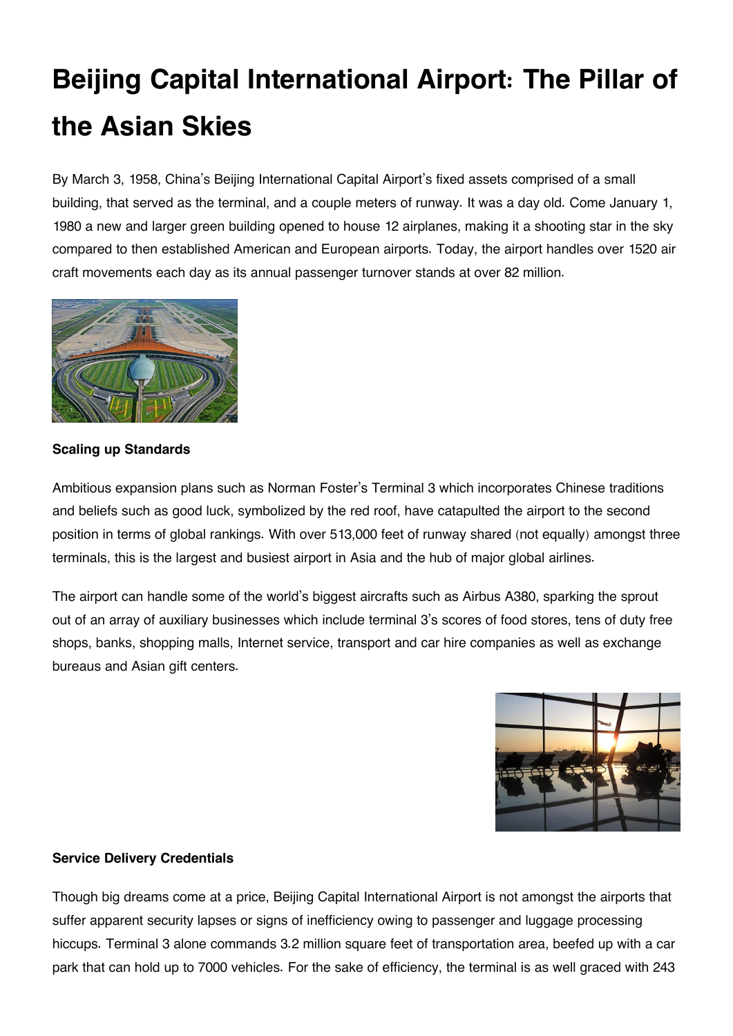# Beijing Capital International Airport: The Pillar of the Asian Skies

By March 3, 1958, China's Beijing International Capital Airport's fixed assets comprised of a small building, that served as the terminal, and a couple meters of runway. It was a day old. Come January 1, 1980 a new and larger green building opened to house 12 airplanes, making it a shooting star in the sky compared to then established American and European airports. Today, the airport handles over 1520 air craft movements each day as its annual passenger turnover stands at over 82 million.

**Scaling up Standards**

Ambitious expansion plans such as Norman Foster's Terminal 3 which incorporates Chinese traditions and beliefs such as good luck, symbolized by the red roof, have catapulted the airport to the second position in terms of global rankings. With over 513,000 feet of runway shared (not equally) amongst three terminals, this is the largest and busiest airport in Asia and the hub of major global airlines.

The airport can handle some of the world's biggest aircrafts such as Airbus A380, sparking the sprout out of an array of auxiliary businesses which include terminal 3's scores of food stores, tens of duty free shops, banks, shopping malls, Internet service, transport and car hire companies as well as exchange bureaus and Asian gift centers.

**Service Delivery Credentials**

Though big dreams come at a price, Beijing Capital International Airport is not amongst the airports that suffer apparent security lapses or signs of inefficiency owing to passenger and luggage processing hiccups. Terminal 3 alone commands 3.2 million square feet of transportation area, beefed up with a car park that can hold up to 7000 vehicles. For the sake of efficiency, the terminal is as well graced with 243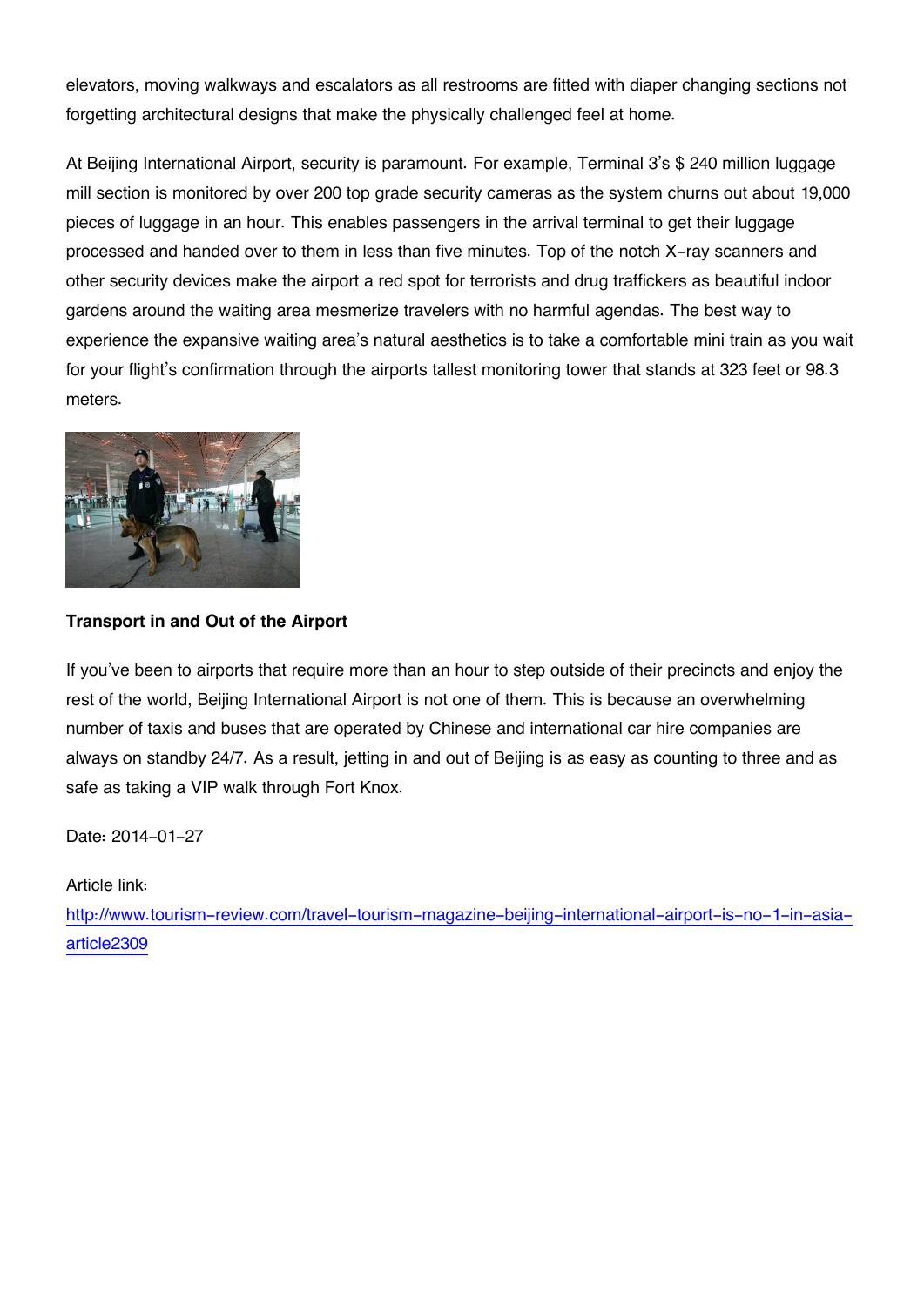elevators, moving walkways and escalators as all restrooms are fitted with diaper changing sections not forgetting architectural designs that make the physically challenged feel at home.

At Beijing International Airport, security is paramount. For example, Terminal 3's $ 240 million luggage mill section is monitored by over 200 top grade security cameras as the system churns out about 19,000 pieces of luggage in an hour. This enables passengers in the arrival terminal to get their luggage processed and handed over to them in less than five minutes. Top of the notch X-ray scanners and other security devices make the airport a red spot for terrorists and drug traffickers as beautiful indoor gardens around the waiting area mesmerize travelers with no harmful agendas. The best way to experience the expansive waiting area's natural aesthetics is to take a comfortable mini train as you wait for your flight's confirmation through the airports tallest monitoring tower that stands at 323 feet or 98.3 meters.

**Transport in and Out of the Airport**

If you've been to airports that require more than an hour to step outside of their precincts and enjoy the rest of the world, Beijing International Airport is not one of them. This is because an overwhelming number of taxis and buses that are operated by Chinese and international car hire companies are always on standby 24/7. As a result, jetting in and out of Beijing is as easy as counting to three and as safe as taking a VIP walk through Fort Knox.

Date: 2014-01-27

Article link:
http://www.tourism-review.com/travel-tourism-magazine-beijing-international-airport-is-no-1-in-asia-article2309